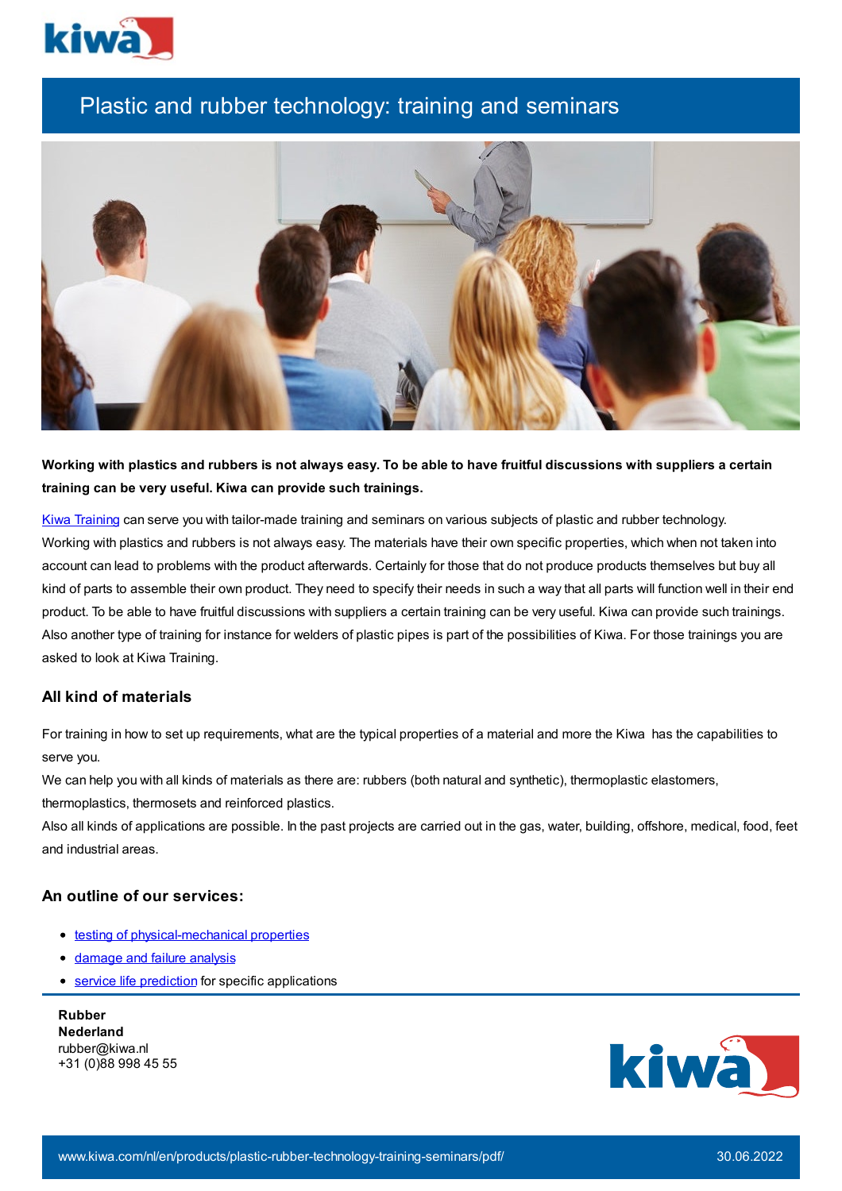# Plastic and rubber technology: training and seminars

**Working with plastics and rubbers is not always easy. To be able to have fruitful discussions with suppliers a certain training can be very useful. Kiwa can provide such trainings.**

[Kiwa Training] can serve you with tailor-made training and seminars on various subjects of plastic and rubber technology. Working with plastics and rubbers is not always easy. The materials have their own specific properties, which when not taken into account can lead to problems with the product afterwards. Certainly for those that do not produce products themselves but buy all kind of parts to assemble their own product. They need to specify their needs in such a way that all parts will function well in their end product. To be able to have fruitful discussions with suppliers a certain training can be very useful. Kiwa can provide such trainings. Also another type of training for instance for welders of plastic pipes is part of the possibilities of Kiwa. For those trainings you are asked to look at Kiwa Training.

## All kind of materials

For training in how to set up requirements, what are the typical properties of a material and more the Kiwa has the capabilities to serve you.

We can help you with all kinds of materials as there are: rubbers (both natural and synthetic), thermoplastic elastomers, thermoplastics, thermosets and reinforced plastics.

Also all kinds of applications are possible. In the past projects are carried out in the gas, water, building, offshore, medical, food, feet and industrial areas.

## An outline of our services:

- testing of physical-mechanical properties
- damage and failure analysis
- service life prediction for specific applications

**Rubber**
**Nederland**
rubber@kiwa.nl
+31 (0)88 998 45 55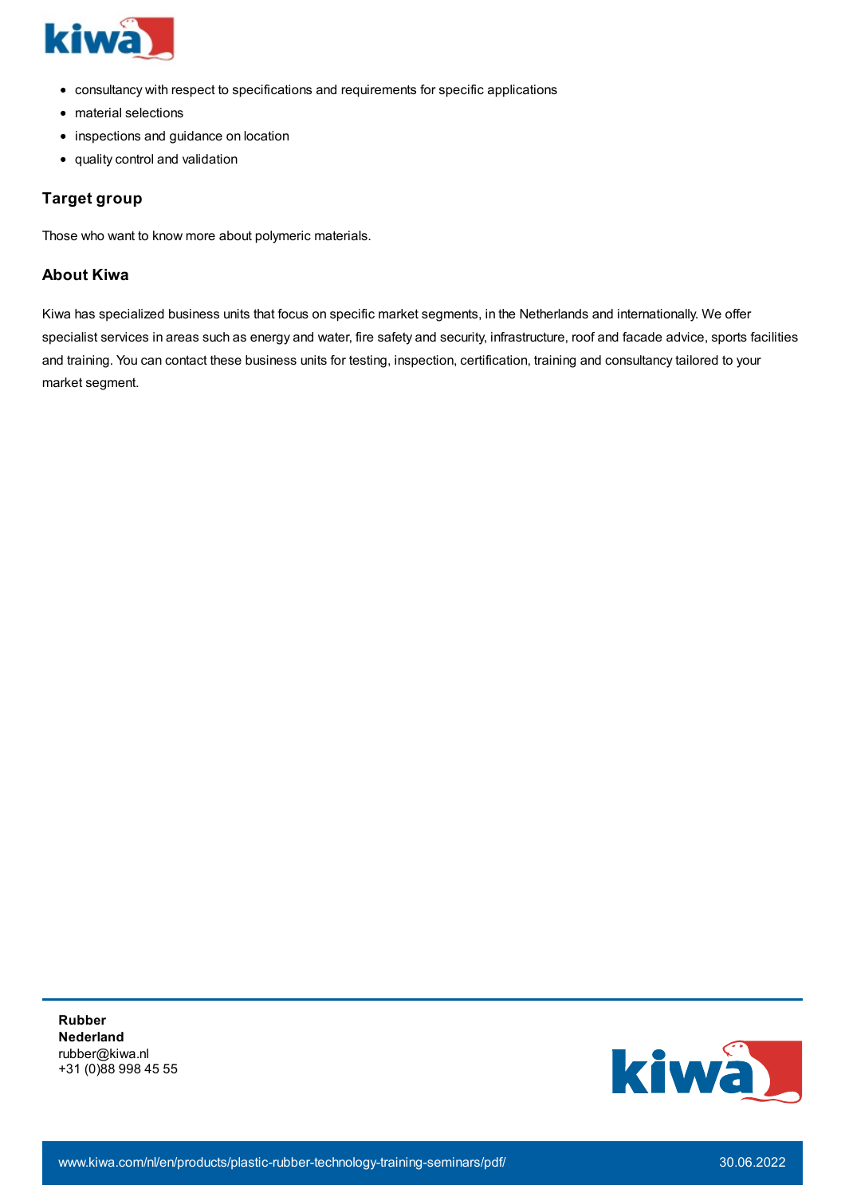- consultancy with respect to specifications and requirements for specific applications
- material selections
- inspections and guidance on location
- quality control and validation

### Target group

Those who want to know more about polymeric materials.

### About Kiwa

Kiwa has specialized business units that focus on specific market segments, in the Netherlands and internationally. We offer specialist services in areas such as energy and water, fire safety and security, infrastructure, roof and facade advice, sports facilities and training. You can contact these business units for testing, inspection, certification, training and consultancy tailored to your market segment.

**Rubber**
**Nederland**
rubber@kiwa.nl
+31 (0)88 998 45 55